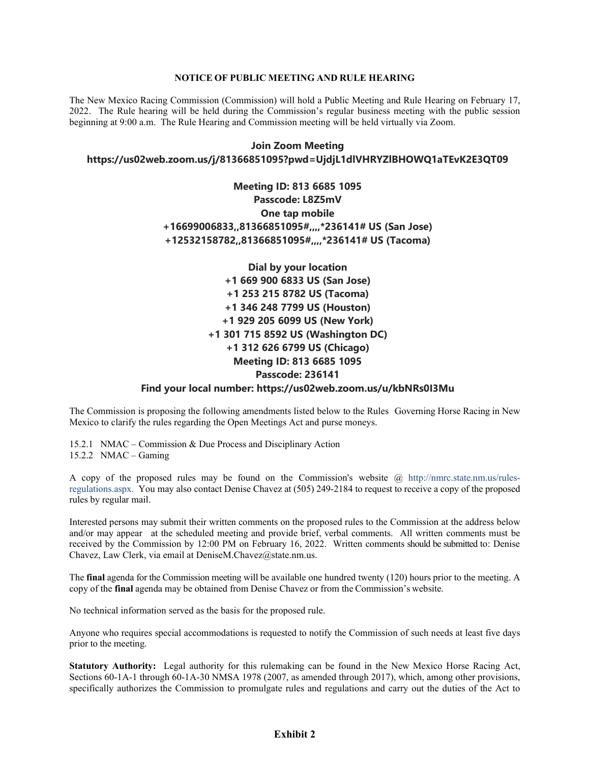**NOTICE OF PUBLIC MEETING AND RULE HEARING**

The New Mexico Racing Commission (Commission) will hold a Public Meeting and Rule Hearing on February 17, 2022. The Rule hearing will be held during the Commission's regular business meeting with the public session beginning at 9:00 a.m. The Rule Hearing and Commission meeting will be held virtually via Zoom.

**Join Zoom Meeting**
**https://us02web.zoom.us/j/81366851095?pwd=UjdjL1dlVHRYZlBHOWQ1aTEvK2E3QT09**

**Meeting ID: 813 6685 1095**
**Passcode: L8Z5mV**
**One tap mobile**
**+16699006833,,81366851095#,,,,*236141# US (San Jose)**
**+12532158782,,81366851095#,,,,*236141# US (Tacoma)**

**Dial by your location**
**+1 669 900 6833 US (San Jose)**
**+1 253 215 8782 US (Tacoma)**
**+1 346 248 7799 US (Houston)**
**+1 929 205 6099 US (New York)**
**+1 301 715 8592 US (Washington DC)**
**+1 312 626 6799 US (Chicago)**
**Meeting ID: 813 6685 1095**
**Passcode: 236141**
**Find your local number: https://us02web.zoom.us/u/kbNRs0I3Mu**

The Commission is proposing the following amendments listed below to the Rules Governing Horse Racing in New Mexico to clarify the rules regarding the Open Meetings Act and purse moneys.

15.2.1 NMAC – Commission & Due Process and Disciplinary Action
15.2.2 NMAC – Gaming

A copy of the proposed rules may be found on the Commission's website @ http://nmrc.state.nm.us/rules-regulations.aspx. You may also contact Denise Chavez at (505) 249-2184 to request to receive a copy of the proposed rules by regular mail.

Interested persons may submit their written comments on the proposed rules to the Commission at the address below and/or may appear at the scheduled meeting and provide brief, verbal comments. All written comments must be received by the Commission by 12:00 PM on February 16, 2022. Written comments should be submitted to: Denise Chavez, Law Clerk, via email at DeniseM.Chavez@state.nm.us.

The **final** agenda for the Commission meeting will be available one hundred twenty (120) hours prior to the meeting. A copy of the **final** agenda may be obtained from Denise Chavez or from the Commission's website.

No technical information served as the basis for the proposed rule.

Anyone who requires special accommodations is requested to notify the Commission of such needs at least five days prior to the meeting.

**Statutory Authority:** Legal authority for this rulemaking can be found in the New Mexico Horse Racing Act, Sections 60-1A-1 through 60-1A-30 NMSA 1978 (2007, as amended through 2017), which, among other provisions, specifically authorizes the Commission to promulgate rules and regulations and carry out the duties of the Act to

**Exhibit 2**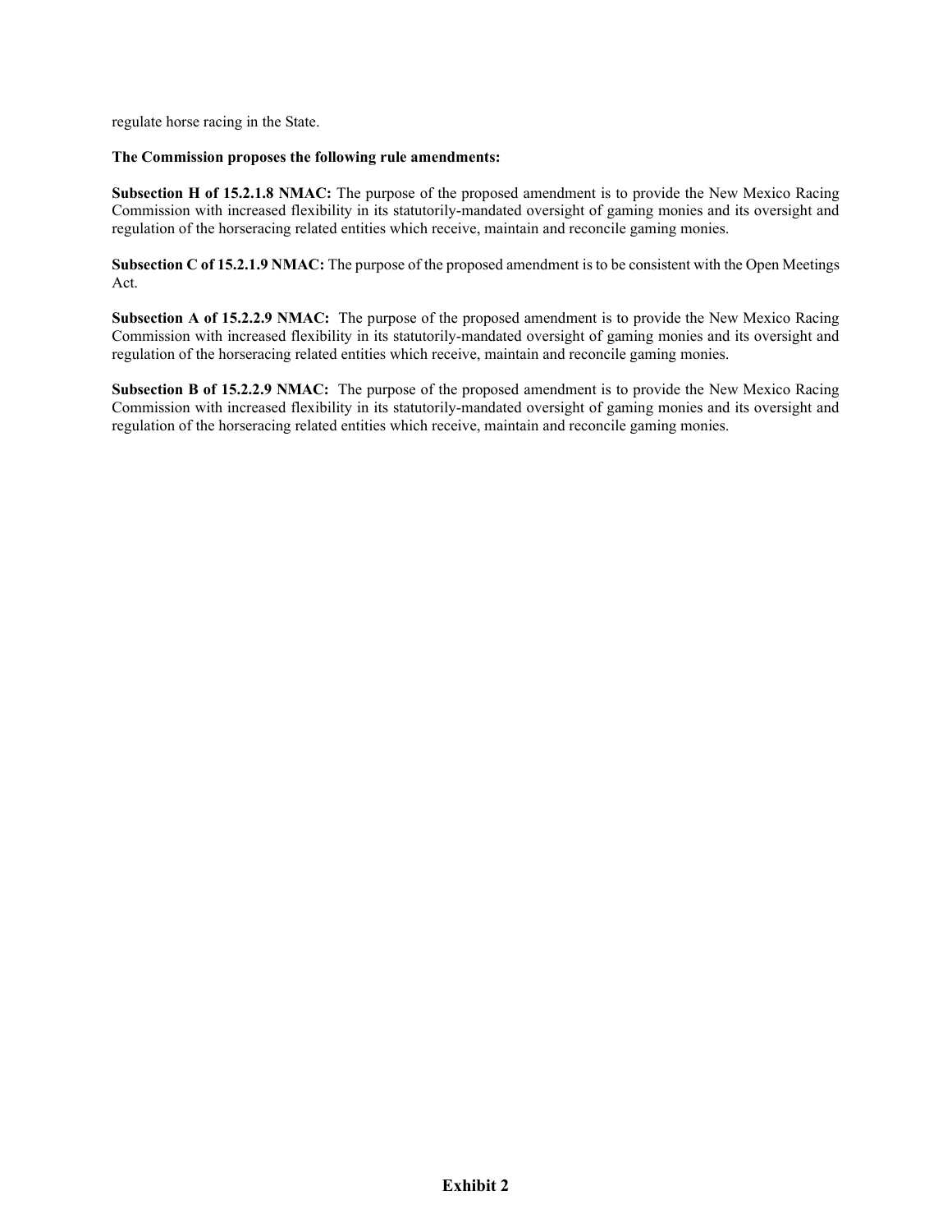regulate horse racing in the State.

**The Commission proposes the following rule amendments:**

**Subsection H of 15.2.1.8 NMAC:** The purpose of the proposed amendment is to provide the New Mexico Racing Commission with increased flexibility in its statutorily-mandated oversight of gaming monies and its oversight and regulation of the horseracing related entities which receive, maintain and reconcile gaming monies.

**Subsection C of 15.2.1.9 NMAC:** The purpose of the proposed amendment is to be consistent with the Open Meetings Act.

**Subsection A of 15.2.2.9 NMAC:** The purpose of the proposed amendment is to provide the New Mexico Racing Commission with increased flexibility in its statutorily-mandated oversight of gaming monies and its oversight and regulation of the horseracing related entities which receive, maintain and reconcile gaming monies.

**Subsection B of 15.2.2.9 NMAC:** The purpose of the proposed amendment is to provide the New Mexico Racing Commission with increased flexibility in its statutorily-mandated oversight of gaming monies and its oversight and regulation of the horseracing related entities which receive, maintain and reconcile gaming monies.

**Exhibit 2**